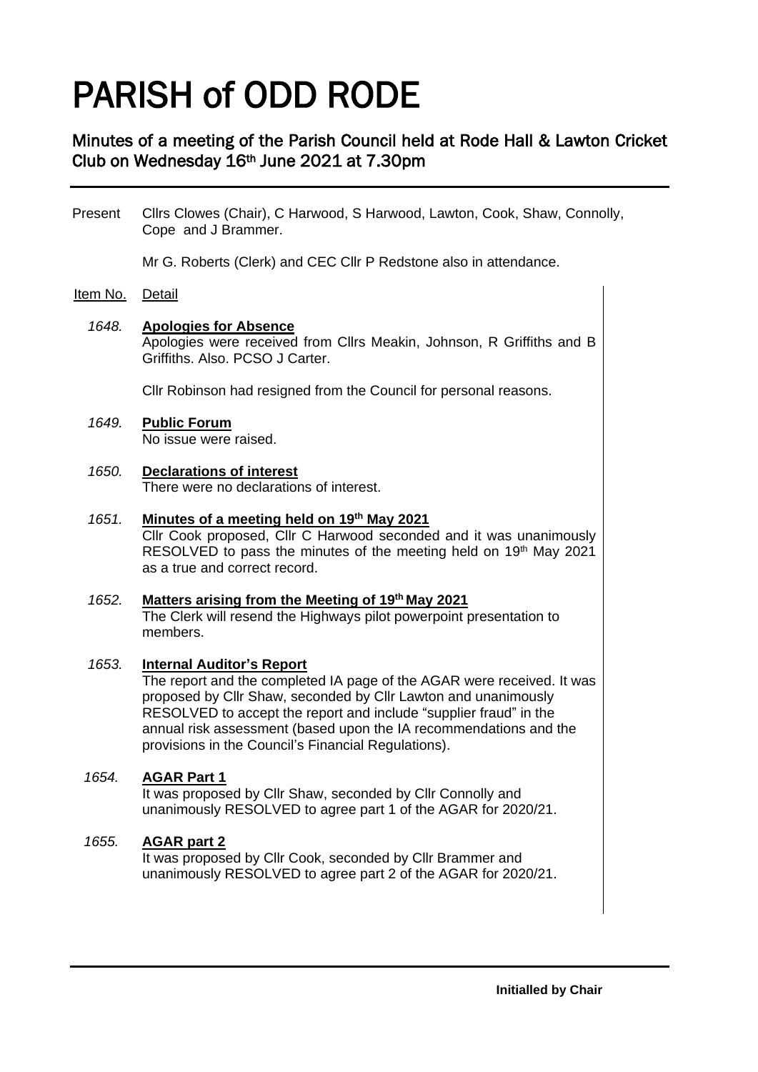# PARISH of ODD RODE

## Minutes of a meeting of the Parish Council held at Rode Hall & Lawton Cricket Club on Wednesday 16th June 2021 at 7.30pm

Present Cllrs Clowes (Chair), C Harwood, S Harwood, Lawton, Cook, Shaw, Connolly, Cope and J Brammer.

Mr G. Roberts (Clerk) and CEC Cllr P Redstone also in attendance.

| Item No. | Detail |
|---|---|
| *1648.* | **Apologies for Absence**<br>Apologies were received from Cllrs Meakin, Johnson, R Griffiths and B Griffiths. Also. PCSO J Carter.<br><br>Cllr Robinson had resigned from the Council for personal reasons. |
| *1649.* | **Public Forum**<br>No issue were raised. |
| *1650.* | **Declarations of interest**<br>There were no declarations of interest. |
| *1651.* | **Minutes of a meeting held on 19th May 2021**<br>Cllr Cook proposed, Cllr C Harwood seconded and it was unanimously RESOLVED to pass the minutes of the meeting held on 19th May 2021 as a true and correct record. |
| *1652.* | **Matters arising from the Meeting of 19th May 2021**<br>The Clerk will resend the Highways pilot powerpoint presentation to members. |
| *1653.* | **Internal Auditor's Report**<br>The report and the completed IA page of the AGAR were received. It was proposed by Cllr Shaw, seconded by Cllr Lawton and unanimously RESOLVED to accept the report and include "supplier fraud" in the annual risk assessment (based upon the IA recommendations and the provisions in the Council's Financial Regulations). |
| *1654.* | **AGAR Part 1**<br>It was proposed by Cllr Shaw, seconded by Cllr Connolly and unanimously RESOLVED to agree part 1 of the AGAR for 2020/21. |
| *1655.* | **AGAR part 2**<br>It was proposed by Cllr Cook, seconded by Cllr Brammer and unanimously RESOLVED to agree part 2 of the AGAR for 2020/21. |

**Initialled by Chair**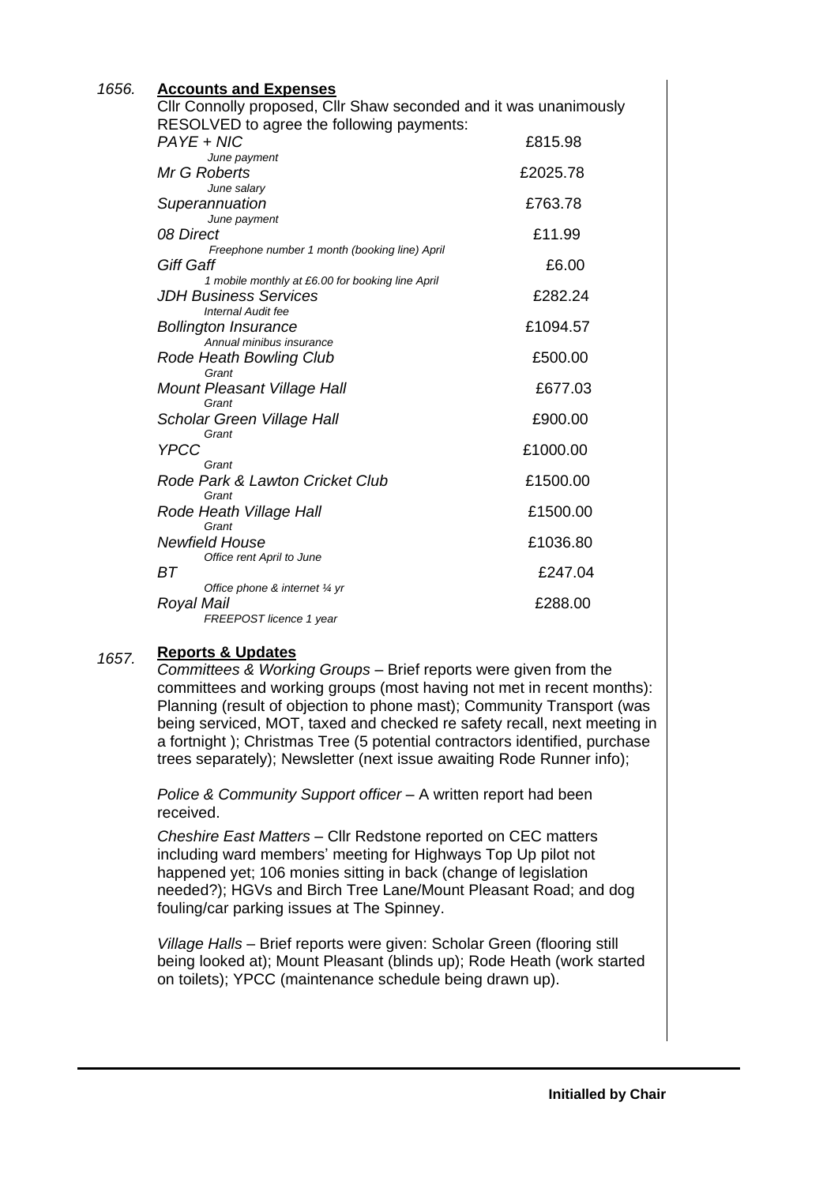1656. **Accounts and Expenses**

Cllr Connolly proposed, Cllr Shaw seconded and it was unanimously RESOLVED to agree the following payments:

| Payee | Amount |
|---|---|
| *PAYE + NIC* <br> *June payment* | £815.98 |
| *Mr G Roberts* <br> *June salary* | £2025.78 |
| *Superannuation* <br> *June payment* | £763.78 |
| *08 Direct* <br> *Freephone number 1 month (booking line) April* | £11.99 |
| *Giff Gaff* <br> *1 mobile monthly at £6.00 for booking line April* | £6.00 |
| *JDH Business Services* <br> *Internal Audit fee* | £282.24 |
| *Bollington Insurance* <br> *Annual minibus insurance* | £1094.57 |
| *Rode Heath Bowling Club* <br> *Grant* | £500.00 |
| *Mount Pleasant Village Hall* <br> *Grant* | £677.03 |
| *Scholar Green Village Hall* <br> *Grant* | £900.00 |
| *YPCC* <br> *Grant* | £1000.00 |
| *Rode Park & Lawton Cricket Club* <br> *Grant* | £1500.00 |
| *Rode Heath Village Hall* <br> *Grant* | £1500.00 |
| *Newfield House* <br> *Office rent April to June* | £1036.80 |
| *BT* <br> *Office phone & internet ¼ yr* | £247.04 |
| *Royal Mail* <br> *FREEPOST licence 1 year* | £288.00 |

1657. **Reports & Updates**

*Committees & Working Groups* – Brief reports were given from the committees and working groups (most having not met in recent months): Planning (result of objection to phone mast); Community Transport (was being serviced, MOT, taxed and checked re safety recall, next meeting in a fortnight ); Christmas Tree (5 potential contractors identified, purchase trees separately); Newsletter (next issue awaiting Rode Runner info);

*Police & Community Support officer* – A written report had been received.

*Cheshire East Matters* – Cllr Redstone reported on CEC matters including ward members' meeting for Highways Top Up pilot not happened yet; 106 monies sitting in back (change of legislation needed?); HGVs and Birch Tree Lane/Mount Pleasant Road; and dog fouling/car parking issues at The Spinney.

*Village Halls* – Brief reports were given: Scholar Green (flooring still being looked at); Mount Pleasant (blinds up); Rode Heath (work started on toilets); YPCC (maintenance schedule being drawn up).

**Initialled by Chair**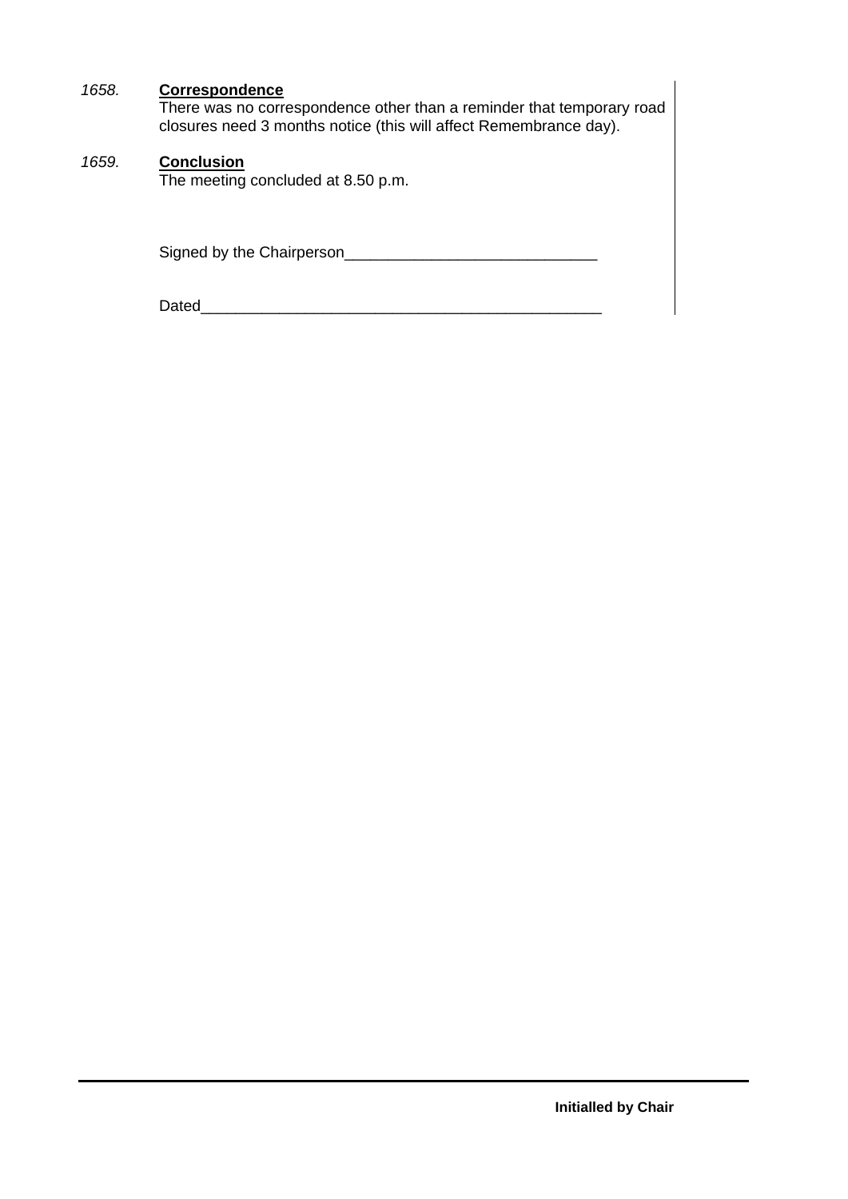*1658.* **Correspondence**

There was no correspondence other than a reminder that temporary road closures need 3 months notice (this will affect Remembrance day).

*1659.* **Conclusion**

The meeting concluded at 8.50 p.m.

Signed by the Chairperson_____________________________

Dated_______________________________________________

**Initialled by Chair**